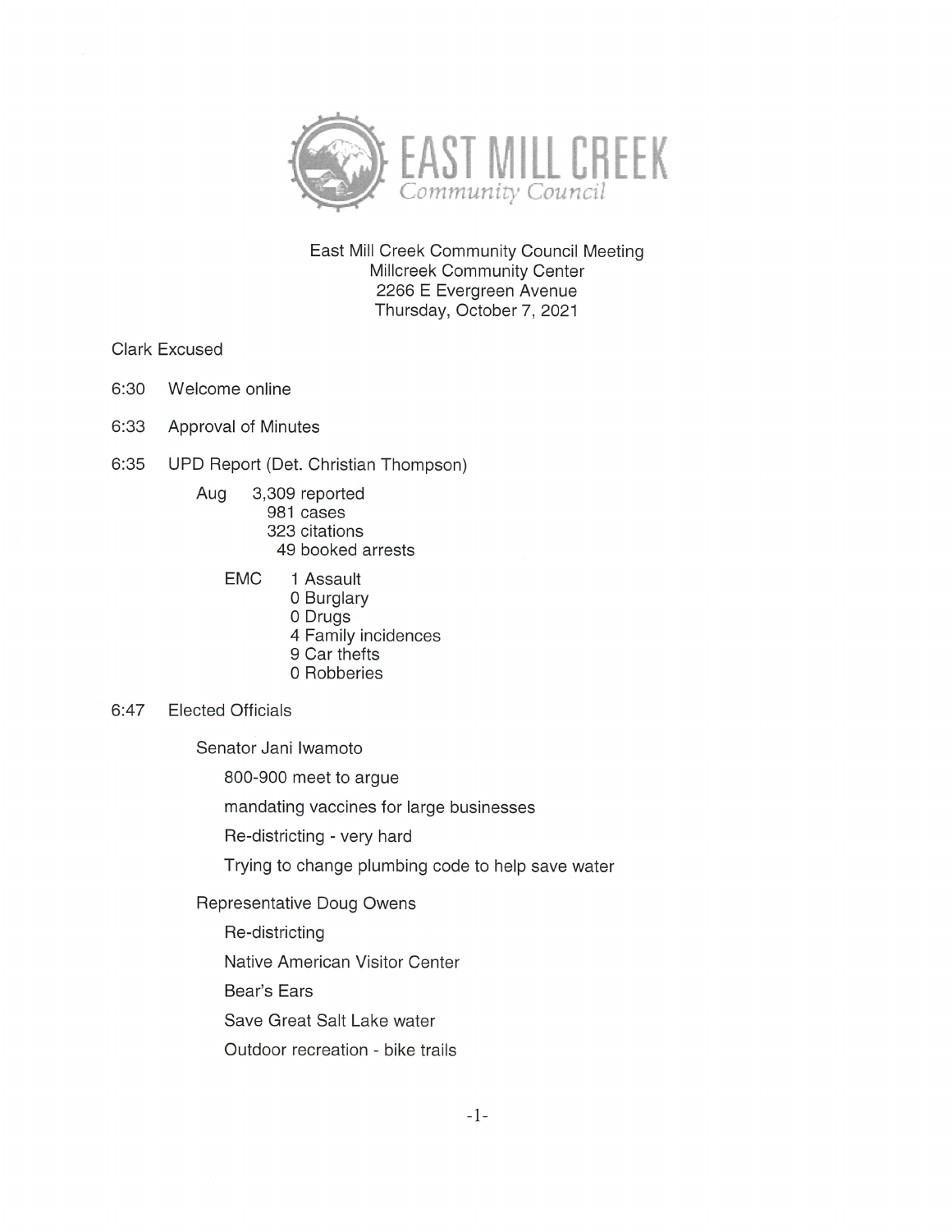# EAST MILL CREEK
*Community Council*

East Mill Creek Community Council Meeting
Millcreek Community Center
2266 E Evergreen Avenue
Thursday, October 7, 2021

Clark Excused

6:30 Welcome online

6:33 Approval of Minutes

6:35 UPD Report (Det. Christian Thompson)

- Aug
  - 3,309 reported
  - 981 cases
  - 323 citations
  - 49 booked arrests
  - EMC
    - 1 Assault
    - 0 Burglary
    - 0 Drugs
    - 4 Family incidences
    - 9 Car thefts
    - 0 Robberies

6:47 Elected Officials

- Senator Jani Iwamoto
  - 800-900 meet to argue
  - mandating vaccines for large businesses
  - Re-districting - very hard
  - Trying to change plumbing code to help save water
- Representative Doug Owens
  - Re-districting
  - Native American Visitor Center
  - Bear's Ears
  - Save Great Salt Lake water
  - Outdoor recreation - bike trails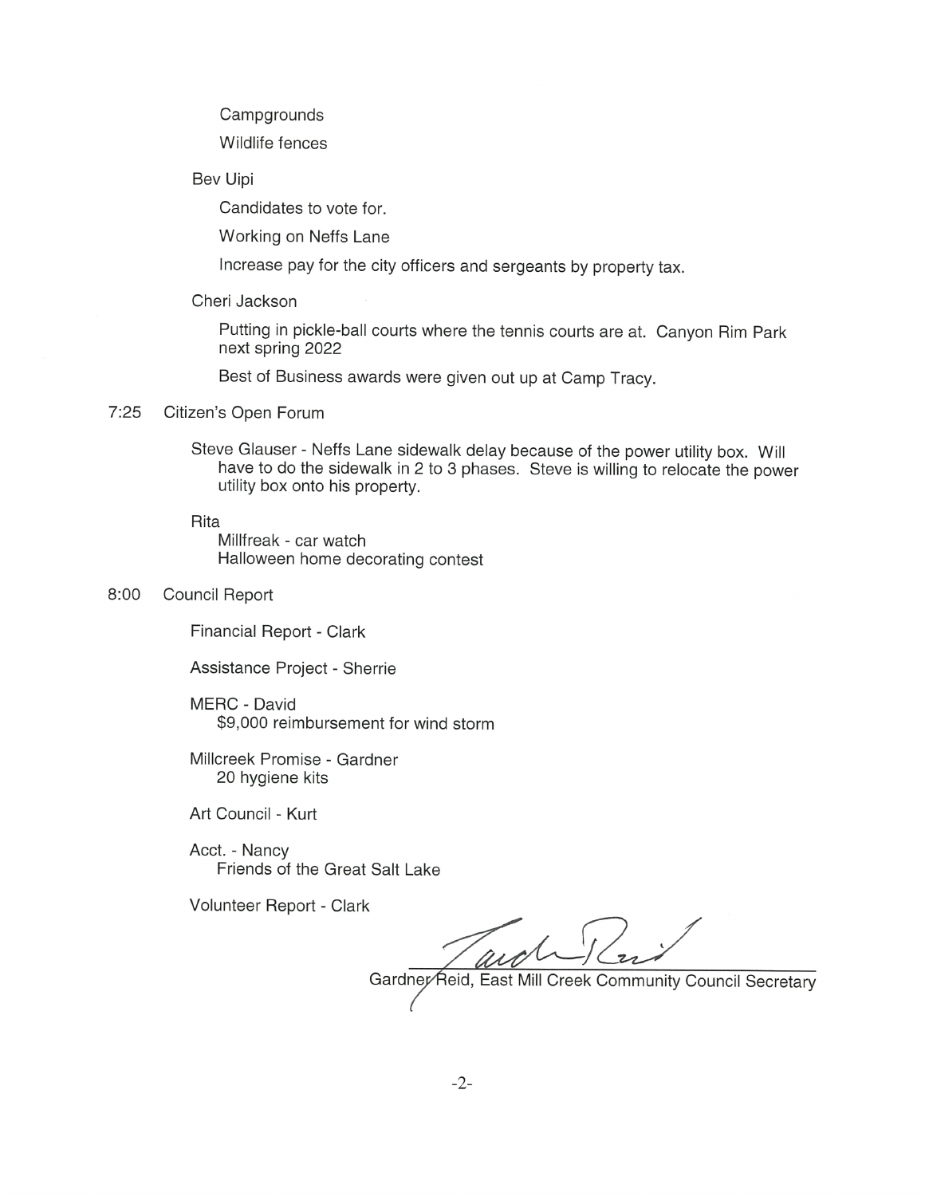Campgrounds

Wildlife fences

Bev Uipi

Candidates to vote for.

Working on Neffs Lane

Increase pay for the city officers and sergeants by property tax.

Cheri Jackson

Putting in pickle-ball courts where the tennis courts are at. Canyon Rim Park next spring 2022

Best of Business awards were given out up at Camp Tracy.

7:25 Citizen's Open Forum

Steve Glauser - Neffs Lane sidewalk delay because of the power utility box. Will have to do the sidewalk in 2 to 3 phases. Steve is willing to relocate the power utility box onto his property.

Rita
Millfreak - car watch
Halloween home decorating contest

8:00 Council Report

Financial Report - Clark

Assistance Project - Sherrie

MERC - David
$9,000 reimbursement for wind storm

Millcreek Promise - Gardner
20 hygiene kits

Art Council - Kurt

Acct. - Nancy
Friends of the Great Salt Lake

Volunteer Report - Clark

Gardner Reid, East Mill Creek Community Council Secretary